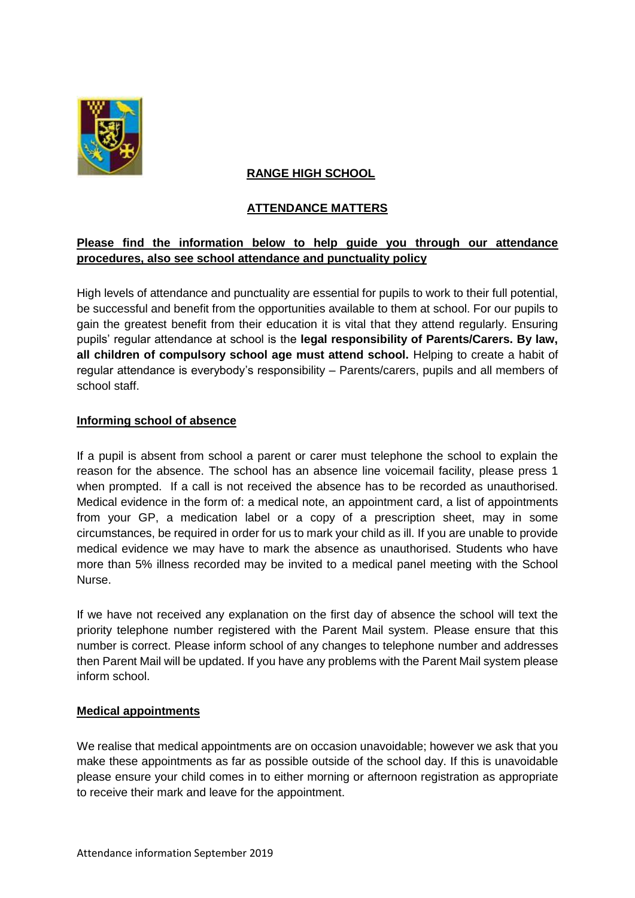# RANGE HIGH SCHOOL

## ATTENDANCE MATTERS

**Please find the information below to help guide you through our attendance procedures, also see school attendance and punctuality policy**

High levels of attendance and punctuality are essential for pupils to work to their full potential, be successful and benefit from the opportunities available to them at school. For our pupils to gain the greatest benefit from their education it is vital that they attend regularly. Ensuring pupils' regular attendance at school is the **legal responsibility of Parents/Carers. By law, all children of compulsory school age must attend school.** Helping to create a habit of regular attendance is everybody's responsibility – Parents/carers, pupils and all members of school staff.

### Informing school of absence

If a pupil is absent from school a parent or carer must telephone the school to explain the reason for the absence. The school has an absence line voicemail facility, please press 1 when prompted. If a call is not received the absence has to be recorded as unauthorised. Medical evidence in the form of: a medical note, an appointment card, a list of appointments from your GP, a medication label or a copy of a prescription sheet, may in some circumstances, be required in order for us to mark your child as ill. If you are unable to provide medical evidence we may have to mark the absence as unauthorised. Students who have more than 5% illness recorded may be invited to a medical panel meeting with the School Nurse.

If we have not received any explanation on the first day of absence the school will text the priority telephone number registered with the Parent Mail system. Please ensure that this number is correct. Please inform school of any changes to telephone number and addresses then Parent Mail will be updated. If you have any problems with the Parent Mail system please inform school.

### Medical appointments

We realise that medical appointments are on occasion unavoidable; however we ask that you make these appointments as far as possible outside of the school day. If this is unavoidable please ensure your child comes in to either morning or afternoon registration as appropriate to receive their mark and leave for the appointment.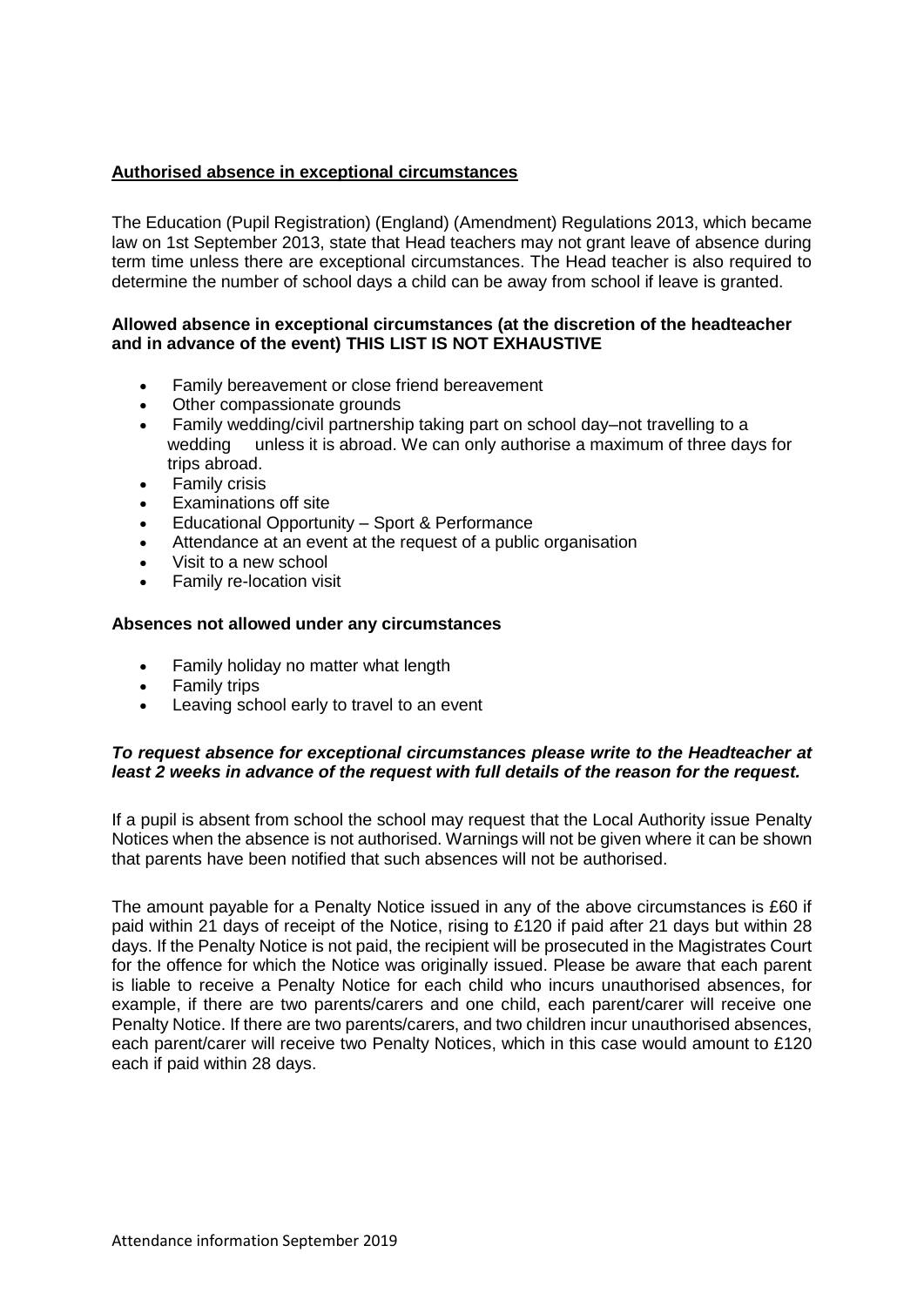## Authorised absence in exceptional circumstances

The Education (Pupil Registration) (England) (Amendment) Regulations 2013, which became law on 1st September 2013, state that Head teachers may not grant leave of absence during term time unless there are exceptional circumstances. The Head teacher is also required to determine the number of school days a child can be away from school if leave is granted.

**Allowed absence in exceptional circumstances (at the discretion of the headteacher and in advance of the event) THIS LIST IS NOT EXHAUSTIVE**

- Family bereavement or close friend bereavement
- Other compassionate grounds
- Family wedding/civil partnership taking part on school day–not travelling to a wedding unless it is abroad. We can only authorise a maximum of three days for trips abroad.
- Family crisis
- Examinations off site
- Educational Opportunity – Sport & Performance
- Attendance at an event at the request of a public organisation
- Visit to a new school
- Family re-location visit

**Absences not allowed under any circumstances**

- Family holiday no matter what length
- Family trips
- Leaving school early to travel to an event

***To request absence for exceptional circumstances please write to the Headteacher at least 2 weeks in advance of the request with full details of the reason for the request.***

If a pupil is absent from school the school may request that the Local Authority issue Penalty Notices when the absence is not authorised. Warnings will not be given where it can be shown that parents have been notified that such absences will not be authorised.

The amount payable for a Penalty Notice issued in any of the above circumstances is £60 if paid within 21 days of receipt of the Notice, rising to £120 if paid after 21 days but within 28 days. If the Penalty Notice is not paid, the recipient will be prosecuted in the Magistrates Court for the offence for which the Notice was originally issued. Please be aware that each parent is liable to receive a Penalty Notice for each child who incurs unauthorised absences, for example, if there are two parents/carers and one child, each parent/carer will receive one Penalty Notice. If there are two parents/carers, and two children incur unauthorised absences, each parent/carer will receive two Penalty Notices, which in this case would amount to £120 each if paid within 28 days.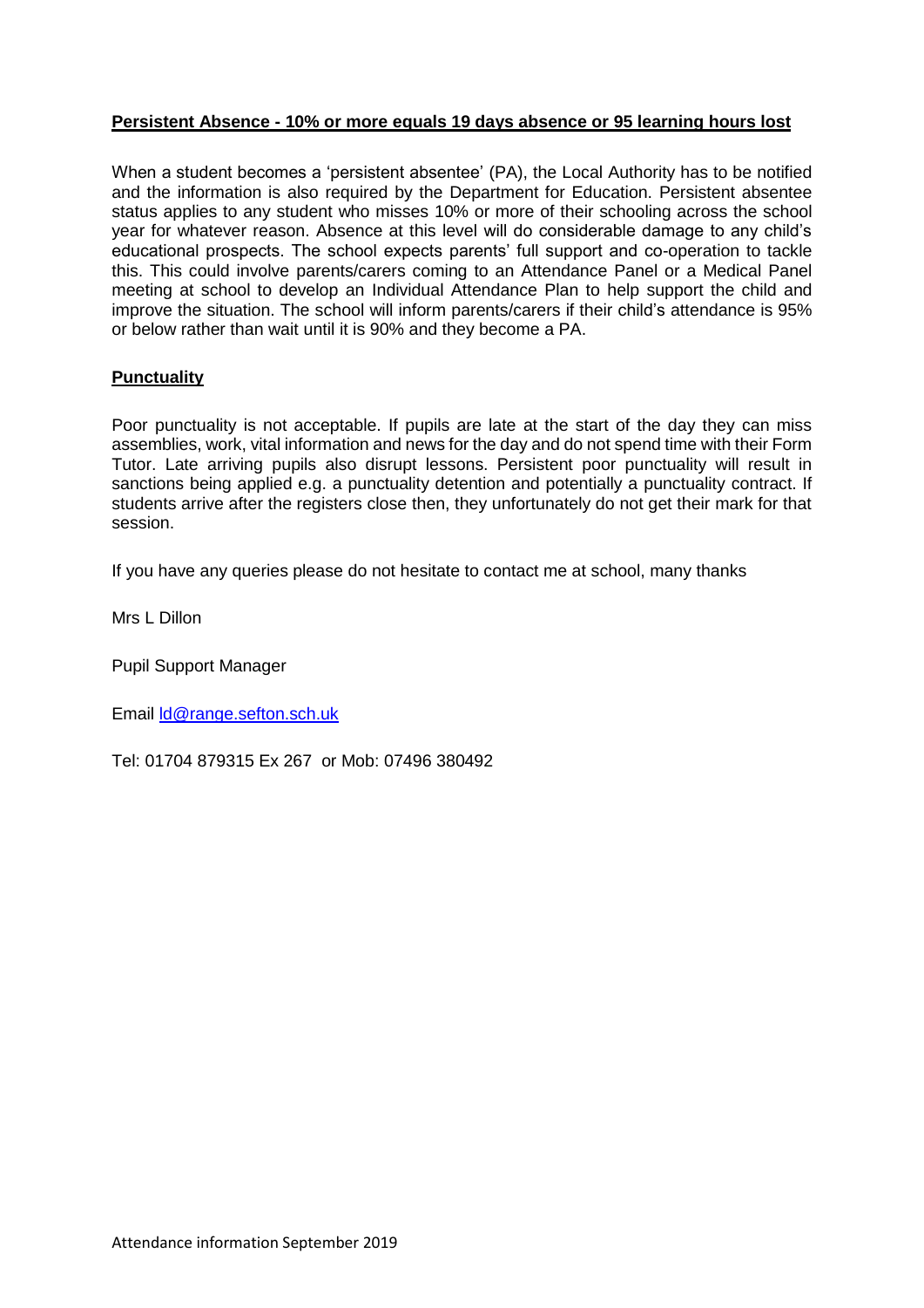**Persistent Absence - 10% or more equals 19 days absence or 95 learning hours lost**

When a student becomes a 'persistent absentee' (PA), the Local Authority has to be notified and the information is also required by the Department for Education. Persistent absentee status applies to any student who misses 10% or more of their schooling across the school year for whatever reason. Absence at this level will do considerable damage to any child's educational prospects. The school expects parents' full support and co-operation to tackle this. This could involve parents/carers coming to an Attendance Panel or a Medical Panel meeting at school to develop an Individual Attendance Plan to help support the child and improve the situation. The school will inform parents/carers if their child's attendance is 95% or below rather than wait until it is 90% and they become a PA.

**Punctuality**

Poor punctuality is not acceptable. If pupils are late at the start of the day they can miss assemblies, work, vital information and news for the day and do not spend time with their Form Tutor. Late arriving pupils also disrupt lessons. Persistent poor punctuality will result in sanctions being applied e.g. a punctuality detention and potentially a punctuality contract. If students arrive after the registers close then, they unfortunately do not get their mark for that session.

If you have any queries please do not hesitate to contact me at school, many thanks

Mrs L Dillon

Pupil Support Manager

Email [ld@range.sefton.sch.uk](mailto:ld@range.sefton.sch.uk)

Tel: 01704 879315 Ex 267 or Mob: 07496 380492

Attendance information September 2019